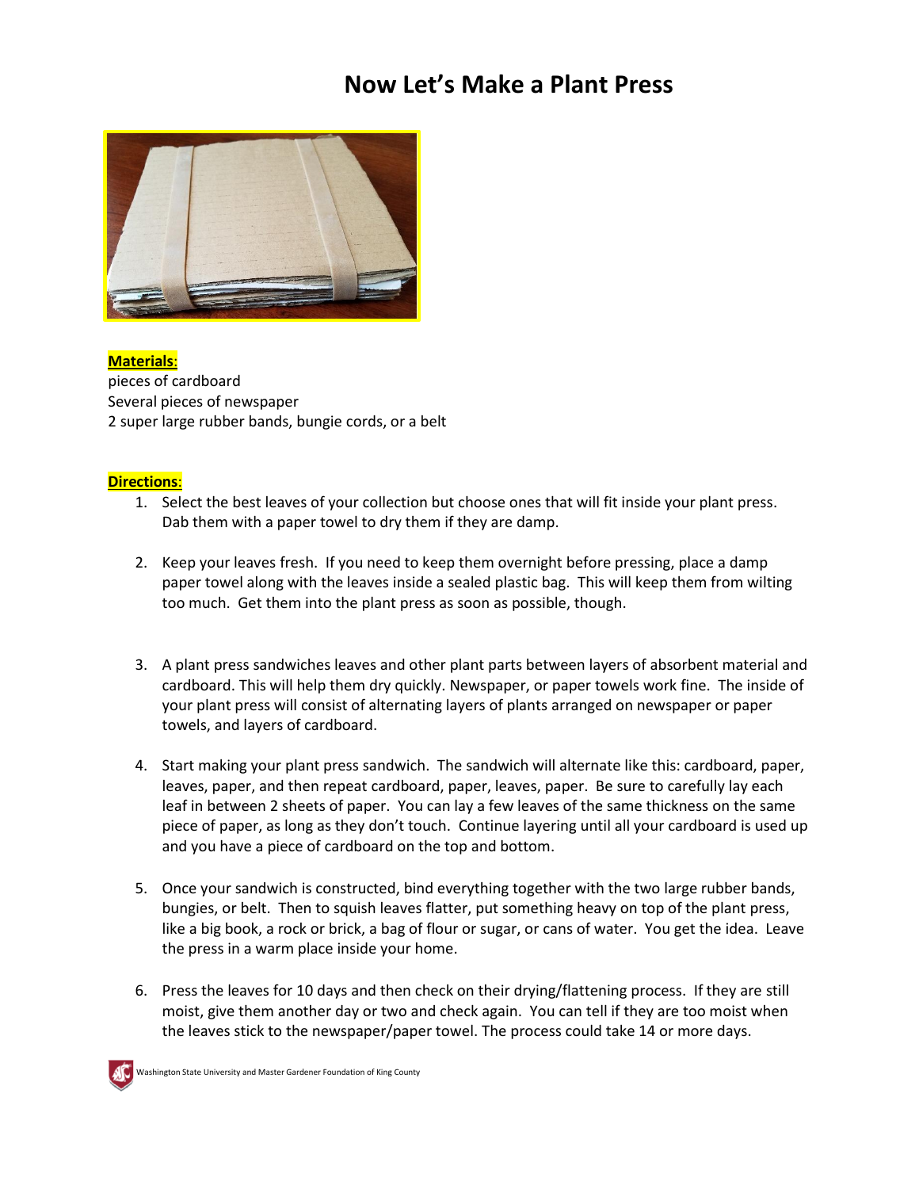# Now Let's Make a Plant Press

**Materials**:

pieces of cardboard
Several pieces of newspaper
2 super large rubber bands, bungie cords, or a belt

**Directions**:

1. Select the best leaves of your collection but choose ones that will fit inside your plant press. Dab them with a paper towel to dry them if they are damp.

2. Keep your leaves fresh. If you need to keep them overnight before pressing, place a damp paper towel along with the leaves inside a sealed plastic bag. This will keep them from wilting too much. Get them into the plant press as soon as possible, though.

3. A plant press sandwiches leaves and other plant parts between layers of absorbent material and cardboard. This will help them dry quickly. Newspaper, or paper towels work fine. The inside of your plant press will consist of alternating layers of plants arranged on newspaper or paper towels, and layers of cardboard.

4. Start making your plant press sandwich. The sandwich will alternate like this: cardboard, paper, leaves, paper, and then repeat cardboard, paper, leaves, paper. Be sure to carefully lay each leaf in between 2 sheets of paper. You can lay a few leaves of the same thickness on the same piece of paper, as long as they don't touch. Continue layering until all your cardboard is used up and you have a piece of cardboard on the top and bottom.

5. Once your sandwich is constructed, bind everything together with the two large rubber bands, bungies, or belt. Then to squish leaves flatter, put something heavy on top of the plant press, like a big book, a rock or brick, a bag of flour or sugar, or cans of water. You get the idea. Leave the press in a warm place inside your home.

6. Press the leaves for 10 days and then check on their drying/flattening process. If they are still moist, give them another day or two and check again. You can tell if they are too moist when the leaves stick to the newspaper/paper towel. The process could take 14 or more days.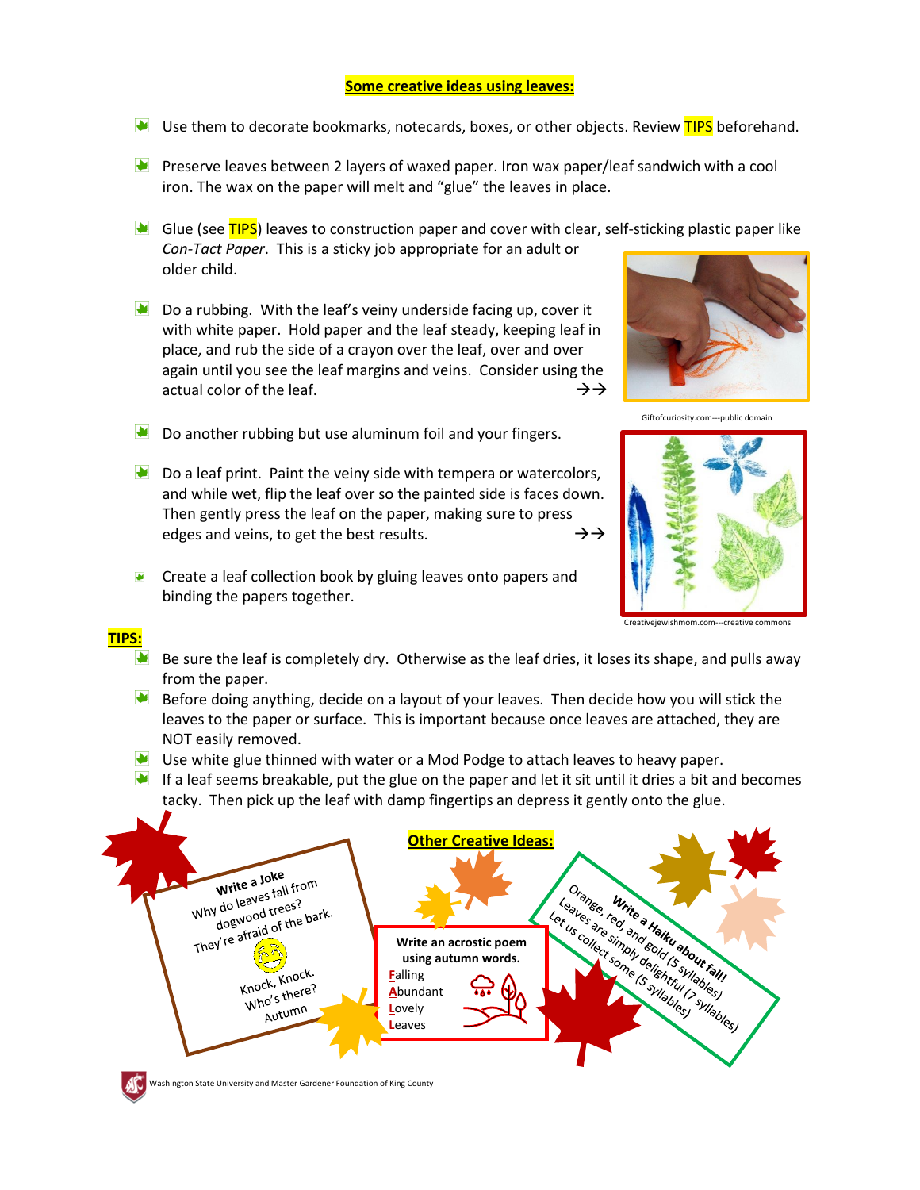## Some creative ideas using leaves:

- Use them to decorate bookmarks, notecards, boxes, or other objects. Review TIPS beforehand.
- Preserve leaves between 2 layers of waxed paper. Iron wax paper/leaf sandwich with a cool iron. The wax on the paper will melt and "glue" the leaves in place.
- Glue (see TIPS) leaves to construction paper and cover with clear, self-sticking plastic paper like *Con-Tact Paper*. This is a sticky job appropriate for an adult or older child.
- Do a rubbing. With the leaf's veiny underside facing up, cover it with white paper. Hold paper and the leaf steady, keeping leaf in place, and rub the side of a crayon over the leaf, over and over again until you see the leaf margins and veins. Consider using the actual color of the leaf. →→
- Do another rubbing but use aluminum foil and your fingers.
- Do a leaf print. Paint the veiny side with tempera or watercolors, and while wet, flip the leaf over so the painted side is faces down. Then gently press the leaf on the paper, making sure to press edges and veins, to get the best results. →→
- Create a leaf collection book by gluing leaves onto papers and binding the papers together.

Giftofcuriosity.com---public domain

Creativejewishmom.com---creative commons

## TIPS:

- Be sure the leaf is completely dry. Otherwise as the leaf dries, it loses its shape, and pulls away from the paper.
- Before doing anything, decide on a layout of your leaves. Then decide how you will stick the leaves to the paper or surface. This is important because once leaves are attached, they are NOT easily removed.
- Use white glue thinned with water or a Mod Podge to attach leaves to heavy paper.
- If a leaf seems breakable, put the glue on the paper and let it sit until it dries a bit and becomes tacky. Then pick up the leaf with damp fingertips an depress it gently onto the glue.

## Other Creative Ideas:

**Write a Joke**

Why do leaves fall from dogwood trees?
They're afraid of the bark.

Knock, Knock.
Who's there?
Autumn

**Write an acrostic poem using autumn words.**

**F**alling
**A**bundant
**L**ovely
**L**eaves

**Write a Haiku about fall!**

Orange, red, and gold (5 syllables)
Leaves are simply delightful (7 syllables)
Let us collect some (5 syllables)

Washington State University and Master Gardener Foundation of King County